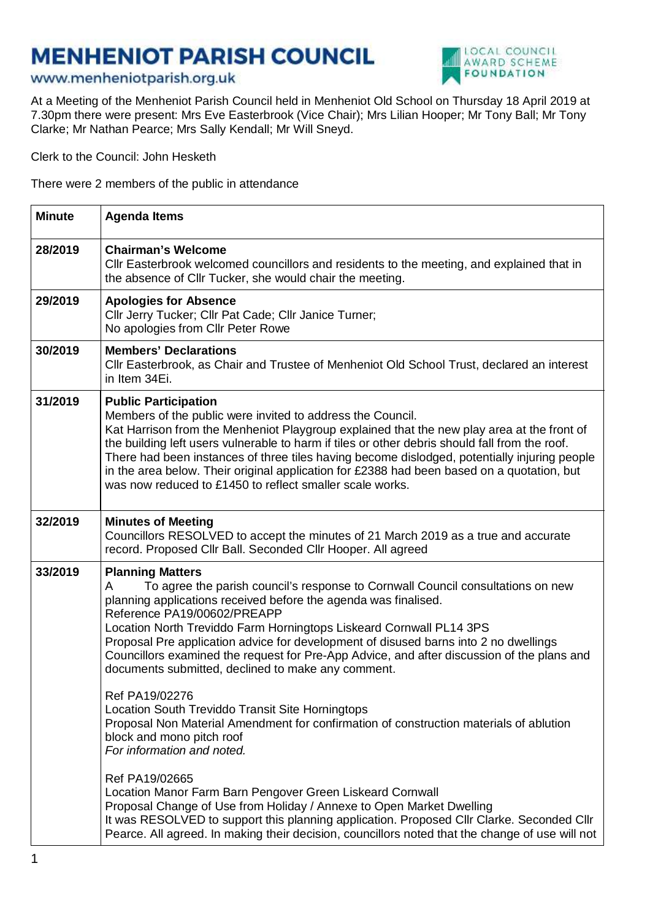# MENHENIOT PARISH COUNCIL

www.menheniotparish.org.uk

LOCAL COUNCIL AWARD SCHEME FOUNDATION

At a Meeting of the Menheniot Parish Council held in Menheniot Old School on Thursday 18 April 2019 at 7.30pm there were present: Mrs Eve Easterbrook (Vice Chair); Mrs Lilian Hooper; Mr Tony Ball; Mr Tony Clarke; Mr Nathan Pearce; Mrs Sally Kendall; Mr Will Sneyd.

Clerk to the Council: John Hesketh

There were 2 members of the public in attendance

| Minute | Agenda Items |
| --- | --- |
| 28/2019 | **Chairman's Welcome**<br>Cllr Easterbrook welcomed councillors and residents to the meeting, and explained that in the absence of Cllr Tucker, she would chair the meeting. |
| 29/2019 | **Apologies for Absence**<br>Cllr Jerry Tucker; Cllr Pat Cade; Cllr Janice Turner;<br>No apologies from Cllr Peter Rowe |
| 30/2019 | **Members' Declarations**<br>Cllr Easterbrook, as Chair and Trustee of Menheniot Old School Trust, declared an interest in Item 34Ei. |
| 31/2019 | **Public Participation**<br>Members of the public were invited to address the Council.<br>Kat Harrison from the Menheniot Playgroup explained that the new play area at the front of the building left users vulnerable to harm if tiles or other debris should fall from the roof. There had been instances of three tiles having become dislodged, potentially injuring people in the area below. Their original application for £2388 had been based on a quotation, but was now reduced to £1450 to reflect smaller scale works. |
| 32/2019 | **Minutes of Meeting**<br>Councillors RESOLVED to accept the minutes of 21 March 2019 as a true and accurate record. Proposed Cllr Ball. Seconded Cllr Hooper. All agreed |
| 33/2019 | **Planning Matters**<br>A To agree the parish council's response to Cornwall Council consultations on new planning applications received before the agenda was finalised.<br>Reference PA19/00602/PREAPP<br>Location North Treviddo Farm Horningtops Liskeard Cornwall PL14 3PS<br>Proposal Pre application advice for development of disused barns into 2 no dwellings<br>Councillors examined the request for Pre-App Advice, and after discussion of the plans and documents submitted, declined to make any comment.<br><br>Ref PA19/02276<br>Location South Treviddo Transit Site Horningtops<br>Proposal Non Material Amendment for confirmation of construction materials of ablution block and mono pitch roof<br>*For information and noted.*<br><br>Ref PA19/02665<br>Location Manor Farm Barn Pengover Green Liskeard Cornwall<br>Proposal Change of Use from Holiday / Annexe to Open Market Dwelling<br>It was RESOLVED to support this planning application. Proposed Cllr Clarke. Seconded Cllr Pearce. All agreed. In making their decision, councillors noted that the change of use will not |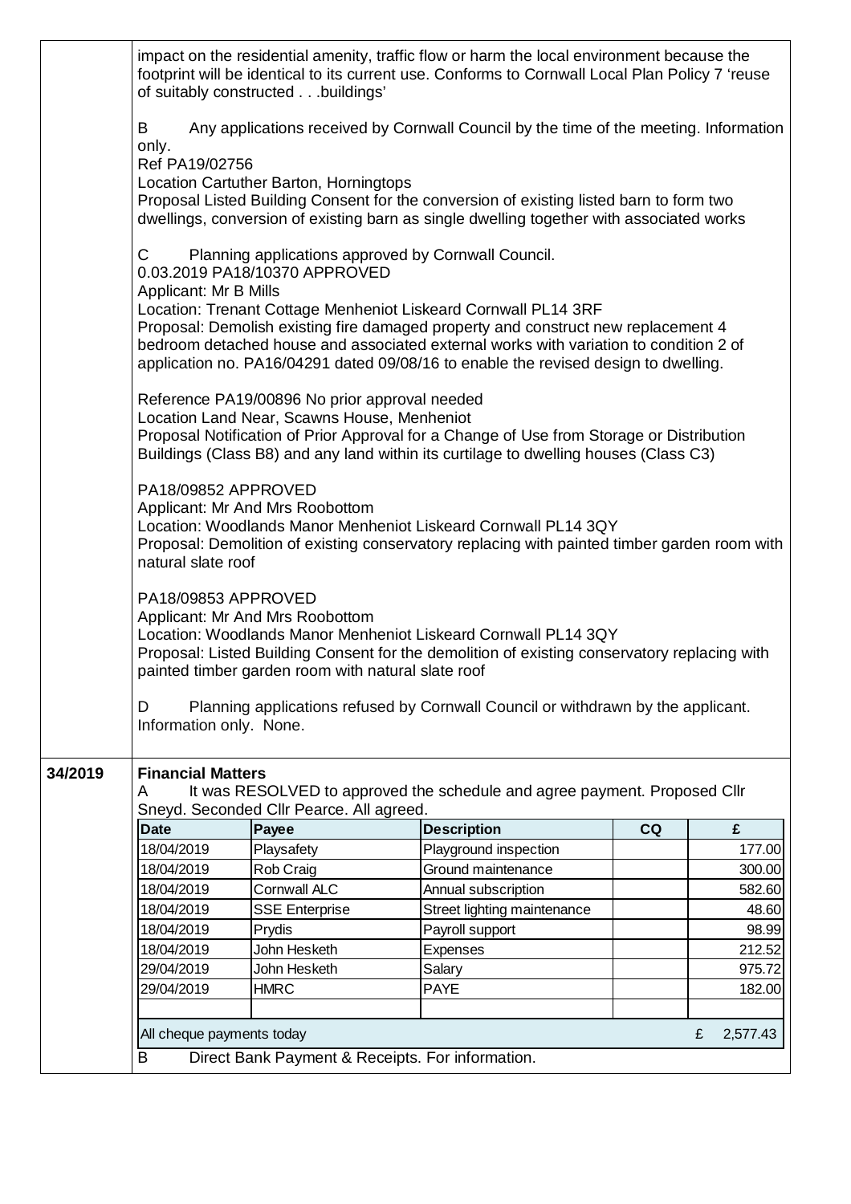impact on the residential amenity, traffic flow or harm the local environment because the footprint will be identical to its current use. Conforms to Cornwall Local Plan Policy 7 'reuse of suitably constructed . . .buildings'

B Any applications received by Cornwall Council by the time of the meeting. Information only.
Ref PA19/02756
Location Cartuther Barton, Horningtops
Proposal Listed Building Consent for the conversion of existing listed barn to form two dwellings, conversion of existing barn as single dwelling together with associated works

C Planning applications approved by Cornwall Council.
0.03.2019 PA18/10370 APPROVED
Applicant: Mr B Mills
Location: Trenant Cottage Menheniot Liskeard Cornwall PL14 3RF
Proposal: Demolish existing fire damaged property and construct new replacement 4 bedroom detached house and associated external works with variation to condition 2 of application no. PA16/04291 dated 09/08/16 to enable the revised design to dwelling.

Reference PA19/00896 No prior approval needed
Location Land Near, Scawns House, Menheniot
Proposal Notification of Prior Approval for a Change of Use from Storage or Distribution Buildings (Class B8) and any land within its curtilage to dwelling houses (Class C3)

PA18/09852 APPROVED
Applicant: Mr And Mrs Roobottom
Location: Woodlands Manor Menheniot Liskeard Cornwall PL14 3QY
Proposal: Demolition of existing conservatory replacing with painted timber garden room with natural slate roof

PA18/09853 APPROVED
Applicant: Mr And Mrs Roobottom
Location: Woodlands Manor Menheniot Liskeard Cornwall PL14 3QY
Proposal: Listed Building Consent for the demolition of existing conservatory replacing with painted timber garden room with natural slate roof

D Planning applications refused by Cornwall Council or withdrawn by the applicant. Information only. None.

**34/2019** **Financial Matters**

A It was RESOLVED to approved the schedule and agree payment. Proposed Cllr Sneyd. Seconded Cllr Pearce. All agreed.

| Date | Payee | Description | CQ | £ |
|---|---|---|---|---|
| 18/04/2019 | Playsafety | Playground inspection | | 177.00 |
| 18/04/2019 | Rob Craig | Ground maintenance | | 300.00 |
| 18/04/2019 | Cornwall ALC | Annual subscription | | 582.60 |
| 18/04/2019 | SSE Enterprise | Street lighting maintenance | | 48.60 |
| 18/04/2019 | Prydis | Payroll support | | 98.99 |
| 18/04/2019 | John Hesketh | Expenses | | 212.52 |
| 29/04/2019 | John Hesketh | Salary | | 975.72 |
| 29/04/2019 | HMRC | PAYE | | 182.00 |
| | | | | |
| All cheque payments today | | | | £ 2,577.43 |

B Direct Bank Payment & Receipts. For information.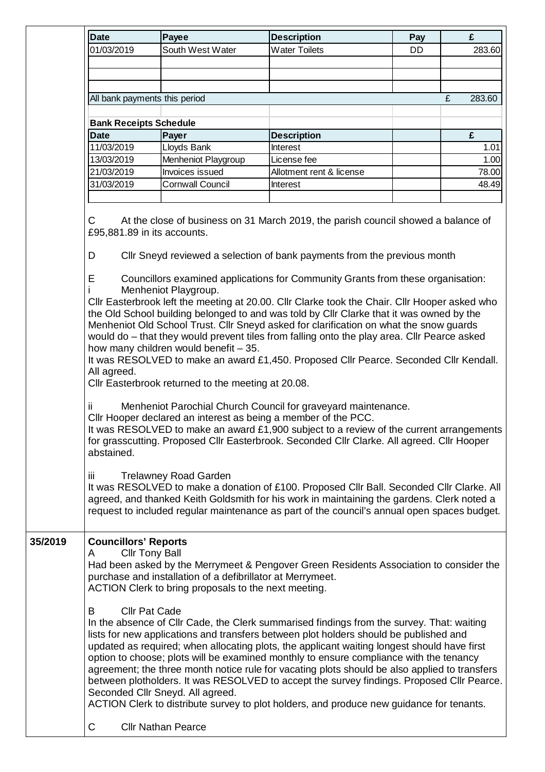| Date | Payee | Description | Pay | £ |
|---|---|---|---|---|
| 01/03/2019 | South West Water | Water Toilets | DD | 283.60 |
| | | | | |
| | | | | |
| | | | | |
| All bank payments this period | | | | £ 283.60 |

**Bank Receipts Schedule**

| Date | Payer | Description | | £ |
|---|---|---|---|---|
| 11/03/2019 | Lloyds Bank | Interest | | 1.01 |
| 13/03/2019 | Menheniot Playgroup | License fee | | 1.00 |
| 21/03/2019 | Invoices issued | Allotment rent & license | | 78.00 |
| 31/03/2019 | Cornwall Council | Interest | | 48.49 |
| | | | | |

C At the close of business on 31 March 2019, the parish council showed a balance of £95,881.89 in its accounts.

D Cllr Sneyd reviewed a selection of bank payments from the previous month

E Councillors examined applications for Community Grants from these organisation:

i Menheniot Playgroup.

Cllr Easterbrook left the meeting at 20.00. Cllr Clarke took the Chair. Cllr Hooper asked who the Old School building belonged to and was told by Cllr Clarke that it was owned by the Menheniot Old School Trust. Cllr Sneyd asked for clarification on what the snow guards would do – that they would prevent tiles from falling onto the play area. Cllr Pearce asked how many children would benefit – 35.

It was RESOLVED to make an award £1,450. Proposed Cllr Pearce. Seconded Cllr Kendall. All agreed.

Cllr Easterbrook returned to the meeting at 20.08.

ii Menheniot Parochial Church Council for graveyard maintenance.

Cllr Hooper declared an interest as being a member of the PCC.

It was RESOLVED to make an award £1,900 subject to a review of the current arrangements for grasscutting. Proposed Cllr Easterbrook. Seconded Cllr Clarke. All agreed. Cllr Hooper abstained.

iii Trelawney Road Garden

It was RESOLVED to make a donation of £100. Proposed Cllr Ball. Seconded Cllr Clarke. All agreed, and thanked Keith Goldsmith for his work in maintaining the gardens. Clerk noted a request to included regular maintenance as part of the council's annual open spaces budget.

**35/2019** **Councillors' Reports**

A Cllr Tony Ball

Had been asked by the Merrymeet & Pengover Green Residents Association to consider the purchase and installation of a defibrillator at Merrymeet.

ACTION Clerk to bring proposals to the next meeting.

B Cllr Pat Cade

In the absence of Cllr Cade, the Clerk summarised findings from the survey. That: waiting lists for new applications and transfers between plot holders should be published and updated as required; when allocating plots, the applicant waiting longest should have first option to choose; plots will be examined monthly to ensure compliance with the tenancy agreement; the three month notice rule for vacating plots should be also applied to transfers between plotholders. It was RESOLVED to accept the survey findings. Proposed Cllr Pearce. Seconded Cllr Sneyd. All agreed.

ACTION Clerk to distribute survey to plot holders, and produce new guidance for tenants.

C Cllr Nathan Pearce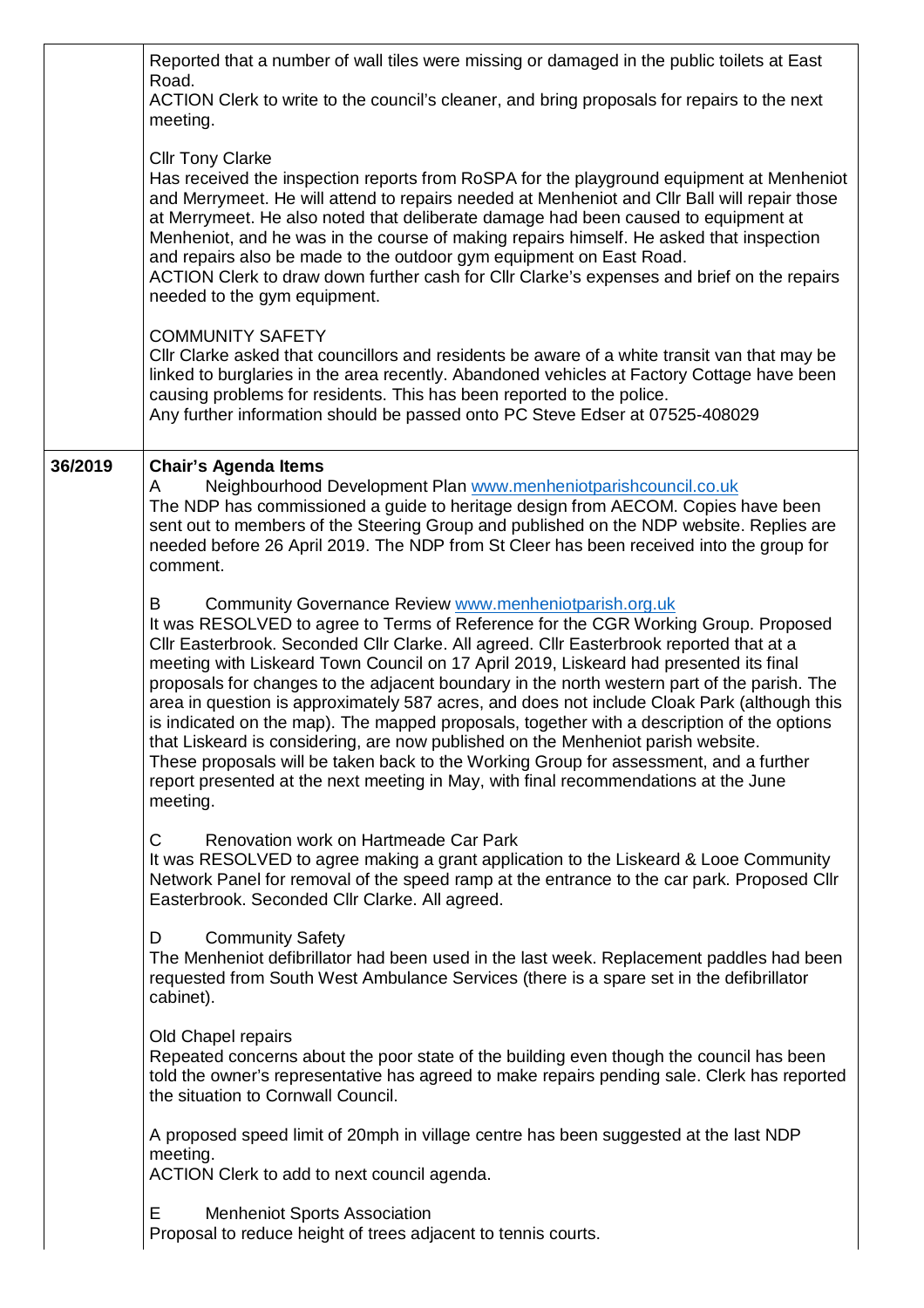| | |
|---|---|
| | Reported that a number of wall tiles were missing or damaged in the public toilets at East Road.<br>ACTION Clerk to write to the council's cleaner, and bring proposals for repairs to the next meeting.<br><br>Cllr Tony Clarke<br>Has received the inspection reports from RoSPA for the playground equipment at Menheniot and Merrymeet. He will attend to repairs needed at Menheniot and Cllr Ball will repair those at Merrymeet. He also noted that deliberate damage had been caused to equipment at Menheniot, and he was in the course of making repairs himself. He asked that inspection and repairs also be made to the outdoor gym equipment on East Road.<br>ACTION Clerk to draw down further cash for Cllr Clarke's expenses and brief on the repairs needed to the gym equipment.<br><br>COMMUNITY SAFETY<br>Cllr Clarke asked that councillors and residents be aware of a white transit van that may be linked to burglaries in the area recently. Abandoned vehicles at Factory Cottage have been causing problems for residents. This has been reported to the police.<br>Any further information should be passed onto PC Steve Edser at 07525-408029 |
| 36/2019 | **Chair's Agenda Items**<br>A Neighbourhood Development Plan www.menheniotparishcouncil.co.uk<br>The NDP has commissioned a guide to heritage design from AECOM. Copies have been sent out to members of the Steering Group and published on the NDP website. Replies are needed before 26 April 2019. The NDP from St Cleer has been received into the group for comment.<br><br>B Community Governance Review www.menheniotparish.org.uk<br>It was RESOLVED to agree to Terms of Reference for the CGR Working Group. Proposed Cllr Easterbrook. Seconded Cllr Clarke. All agreed. Cllr Easterbrook reported that at a meeting with Liskeard Town Council on 17 April 2019, Liskeard had presented its final proposals for changes to the adjacent boundary in the north western part of the parish. The area in question is approximately 587 acres, and does not include Cloak Park (although this is indicated on the map). The mapped proposals, together with a description of the options that Liskeard is considering, are now published on the Menheniot parish website.<br>These proposals will be taken back to the Working Group for assessment, and a further report presented at the next meeting in May, with final recommendations at the June meeting.<br><br>C Renovation work on Hartmeade Car Park<br>It was RESOLVED to agree making a grant application to the Liskeard & Looe Community Network Panel for removal of the speed ramp at the entrance to the car park. Proposed Cllr Easterbrook. Seconded Cllr Clarke. All agreed.<br><br>D Community Safety<br>The Menheniot defibrillator had been used in the last week. Replacement paddles had been requested from South West Ambulance Services (there is a spare set in the defibrillator cabinet).<br><br>Old Chapel repairs<br>Repeated concerns about the poor state of the building even though the council has been told the owner's representative has agreed to make repairs pending sale. Clerk has reported the situation to Cornwall Council.<br><br>A proposed speed limit of 20mph in village centre has been suggested at the last NDP meeting.<br>ACTION Clerk to add to next council agenda.<br><br>E Menheniot Sports Association<br>Proposal to reduce height of trees adjacent to tennis courts. |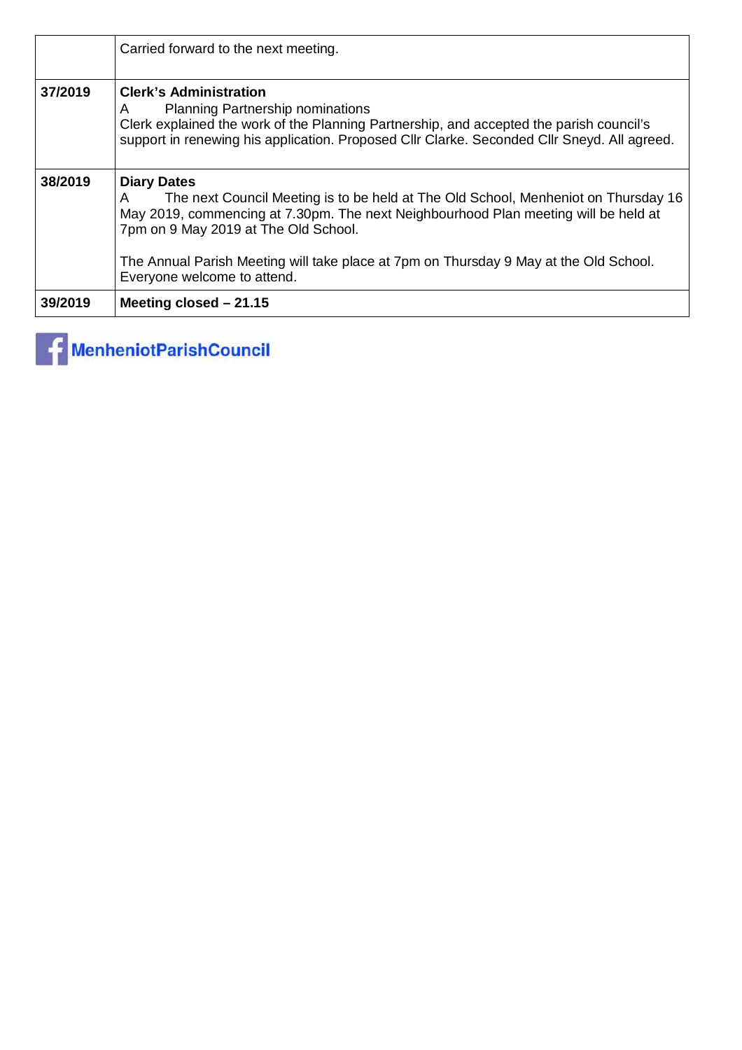| | |
|---|---|
| | Carried forward to the next meeting. |
| **37/2019** | **Clerk's Administration**<br>A Planning Partnership nominations<br>Clerk explained the work of the Planning Partnership, and accepted the parish council's support in renewing his application. Proposed Cllr Clarke. Seconded Cllr Sneyd. All agreed. |
| **38/2019** | **Diary Dates**<br>A The next Council Meeting is to be held at The Old School, Menheniot on Thursday 16 May 2019, commencing at 7.30pm. The next Neighbourhood Plan meeting will be held at 7pm on 9 May 2019 at The Old School.<br><br>The Annual Parish Meeting will take place at 7pm on Thursday 9 May at the Old School. Everyone welcome to attend. |
| **39/2019** | **Meeting closed – 21.15** |

MenheniotParishCouncil